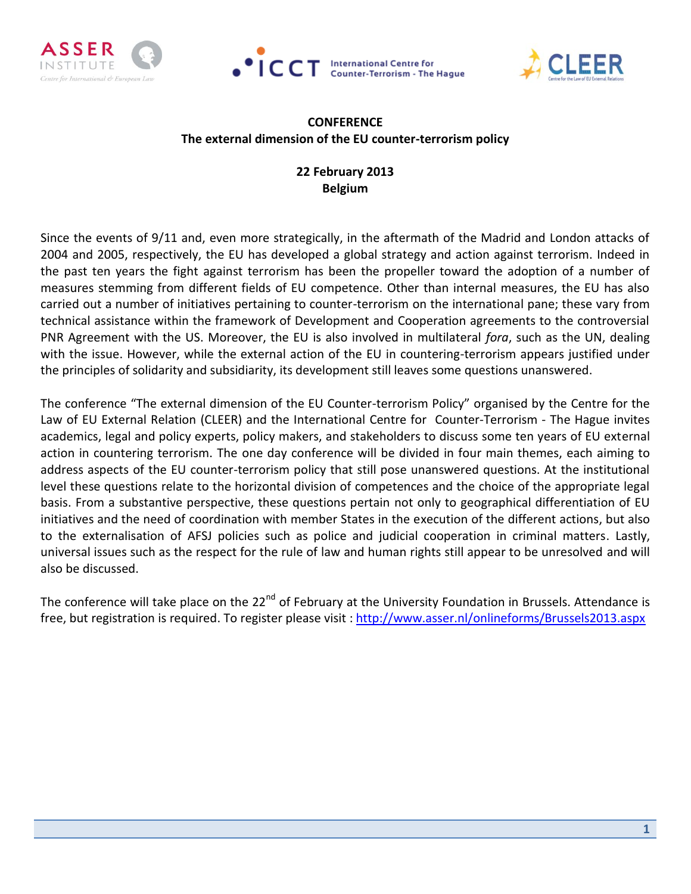**CONFERENCE**
**The external dimension of the EU counter-terrorism policy**

**22 February 2013**
**Belgium**

Since the events of 9/11 and, even more strategically, in the aftermath of the Madrid and London attacks of 2004 and 2005, respectively, the EU has developed a global strategy and action against terrorism. Indeed in the past ten years the fight against terrorism has been the propeller toward the adoption of a number of measures stemming from different fields of EU competence. Other than internal measures, the EU has also carried out a number of initiatives pertaining to counter-terrorism on the international pane; these vary from technical assistance within the framework of Development and Cooperation agreements to the controversial PNR Agreement with the US. Moreover, the EU is also involved in multilateral *fora*, such as the UN, dealing with the issue. However, while the external action of the EU in countering-terrorism appears justified under the principles of solidarity and subsidiarity, its development still leaves some questions unanswered.

The conference "The external dimension of the EU Counter-terrorism Policy" organised by the Centre for the Law of EU External Relation (CLEER) and the International Centre for Counter-Terrorism - The Hague invites academics, legal and policy experts, policy makers, and stakeholders to discuss some ten years of EU external action in countering terrorism. The one day conference will be divided in four main themes, each aiming to address aspects of the EU counter-terrorism policy that still pose unanswered questions. At the institutional level these questions relate to the horizontal division of competences and the choice of the appropriate legal basis. From a substantive perspective, these questions pertain not only to geographical differentiation of EU initiatives and the need of coordination with member States in the execution of the different actions, but also to the externalisation of AFSJ policies such as police and judicial cooperation in criminal matters. Lastly, universal issues such as the respect for the rule of law and human rights still appear to be unresolved and will also be discussed.

The conference will take place on the 22nd of February at the University Foundation in Brussels. Attendance is free, but registration is required. To register please visit : http://www.asser.nl/onlineforms/Brussels2013.aspx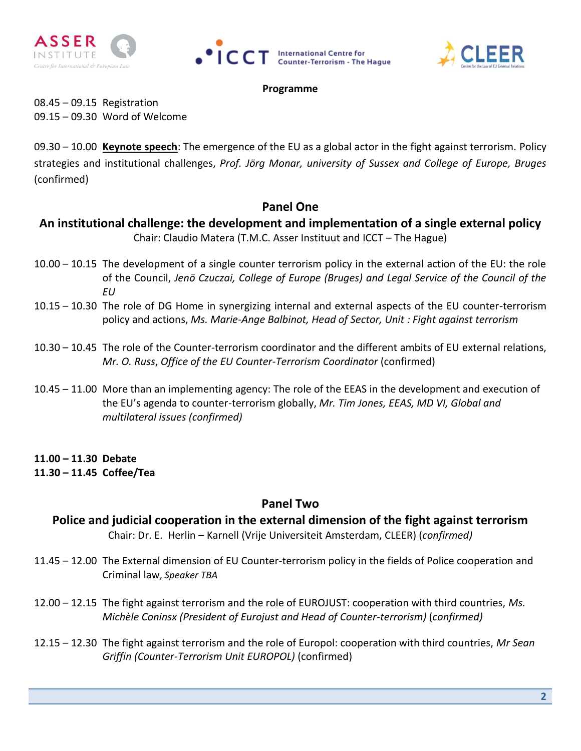## Programme

08.45 – 09.15 Registration
09.15 – 09.30 Word of Welcome

09.30 – 10.00 **Keynote speech**: The emergence of the EU as a global actor in the fight against terrorism. Policy strategies and institutional challenges, *Prof. Jörg Monar, university of Sussex and College of Europe, Bruges* (confirmed)

## Panel One

### An institutional challenge: the development and implementation of a single external policy

Chair: Claudio Matera (T.M.C. Asser Instituut and ICCT – The Hague)

10.00 – 10.15 The development of a single counter terrorism policy in the external action of the EU: the role of the Council, *Jenö Czuczai, College of Europe (Bruges) and Legal Service of the Council of the EU*

10.15 – 10.30 The role of DG Home in synergizing internal and external aspects of the EU counter-terrorism policy and actions, *Ms. Marie-Ange Balbinot, Head of Sector, Unit : Fight against terrorism*

10.30 – 10.45 The role of the Counter-terrorism coordinator and the different ambits of EU external relations, *Mr. O. Russ*, *Office of the EU Counter-Terrorism Coordinator* (confirmed)

10.45 – 11.00 More than an implementing agency: The role of the EEAS in the development and execution of the EU's agenda to counter-terrorism globally, *Mr. Tim Jones, EEAS, MD VI, Global and multilateral issues (confirmed)*

**11.00 – 11.30 Debate**
**11.30 – 11.45 Coffee/Tea**

## Panel Two

### Police and judicial cooperation in the external dimension of the fight against terrorism

Chair: Dr. E. Herlin – Karnell (Vrije Universiteit Amsterdam, CLEER) (*confirmed)*

11.45 – 12.00 The External dimension of EU Counter-terrorism policy in the fields of Police cooperation and Criminal law, *Speaker TBA*

12.00 – 12.15 The fight against terrorism and the role of EUROJUST: cooperation with third countries, *Ms. Michèle Coninsx (President of Eurojust and Head of Counter-terrorism)* (*confirmed)*

12.15 – 12.30 The fight against terrorism and the role of Europol: cooperation with third countries, *Mr Sean Griffin (Counter-Terrorism Unit EUROPOL)* (confirmed)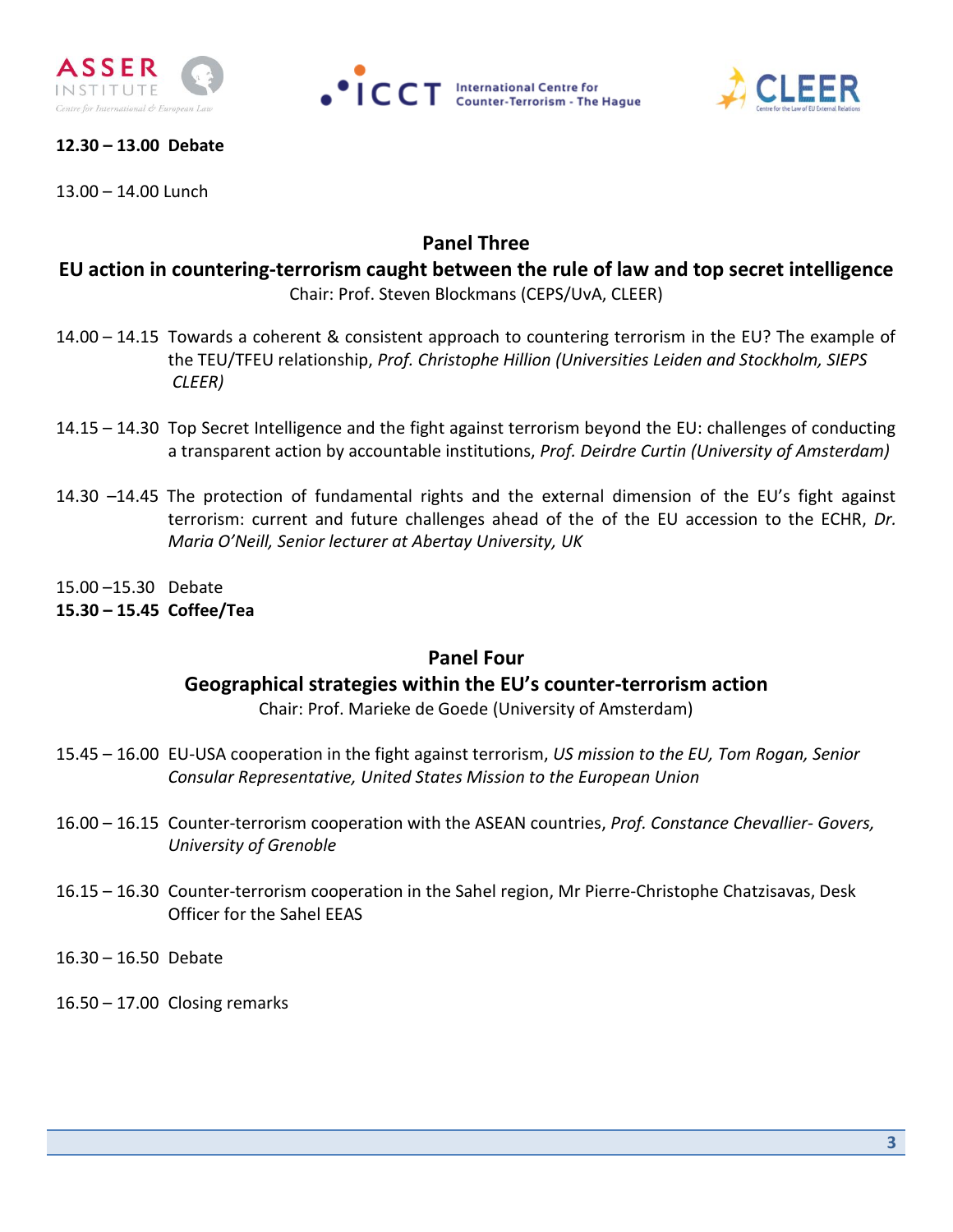**12.30 – 13.00 Debate**

13.00 – 14.00 Lunch

## Panel Three

## EU action in countering-terrorism caught between the rule of law and top secret intelligence

Chair: Prof. Steven Blockmans (CEPS/UvA, CLEER)

14.00 – 14.15 Towards a coherent & consistent approach to countering terrorism in the EU? The example of the TEU/TFEU relationship, *Prof. Christophe Hillion (Universities Leiden and Stockholm, SIEPS CLEER)*

14.15 – 14.30 Top Secret Intelligence and the fight against terrorism beyond the EU: challenges of conducting a transparent action by accountable institutions, *Prof. Deirdre Curtin (University of Amsterdam)*

14.30 –14.45 The protection of fundamental rights and the external dimension of the EU's fight against terrorism: current and future challenges ahead of the of the EU accession to the ECHR, *Dr. Maria O'Neill, Senior lecturer at Abertay University, UK*

15.00 –15.30 Debate

**15.30 – 15.45 Coffee/Tea**

## Panel Four

## Geographical strategies within the EU's counter-terrorism action

Chair: Prof. Marieke de Goede (University of Amsterdam)

15.45 – 16.00 EU-USA cooperation in the fight against terrorism, *US mission to the EU, Tom Rogan, Senior Consular Representative, United States Mission to the European Union*

16.00 – 16.15 Counter-terrorism cooperation with the ASEAN countries, *Prof. Constance Chevallier- Govers, University of Grenoble*

16.15 – 16.30 Counter-terrorism cooperation in the Sahel region, Mr Pierre-Christophe Chatzisavas, Desk Officer for the Sahel EEAS

16.30 – 16.50 Debate

16.50 – 17.00 Closing remarks